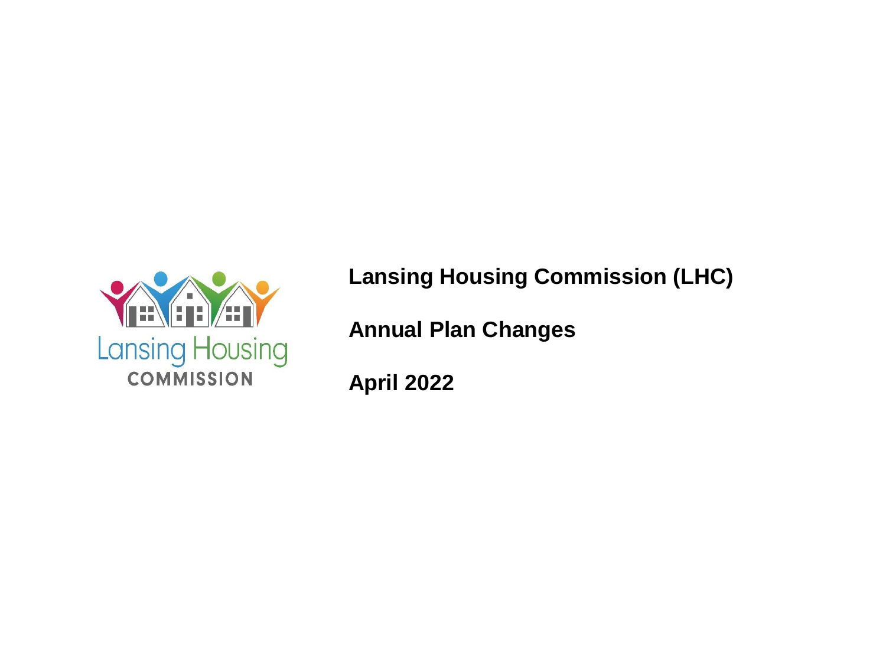# Lansing Housing Commission (LHC)

## Annual Plan Changes

## April 2022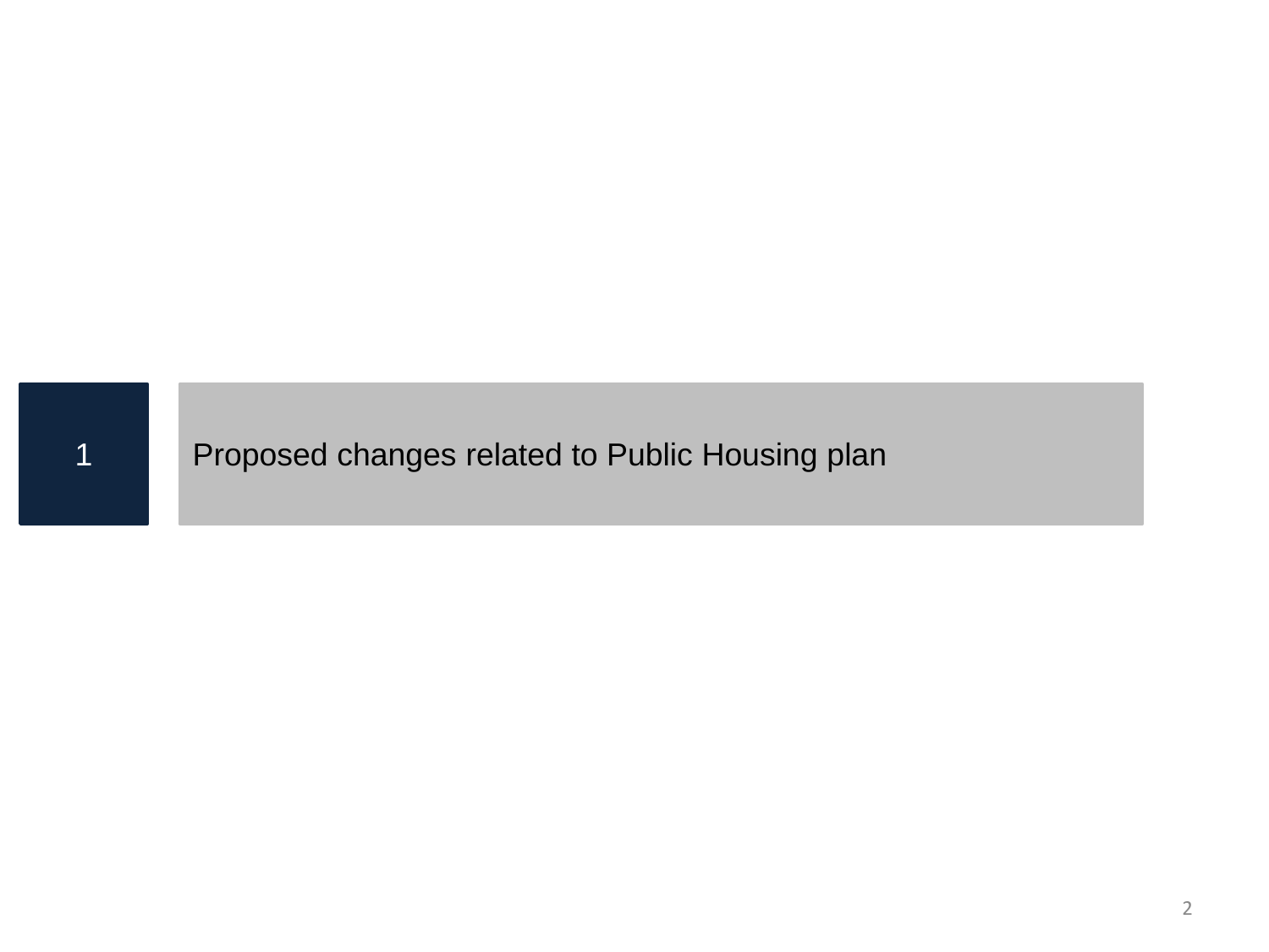# 1 Proposed changes related to Public Housing plan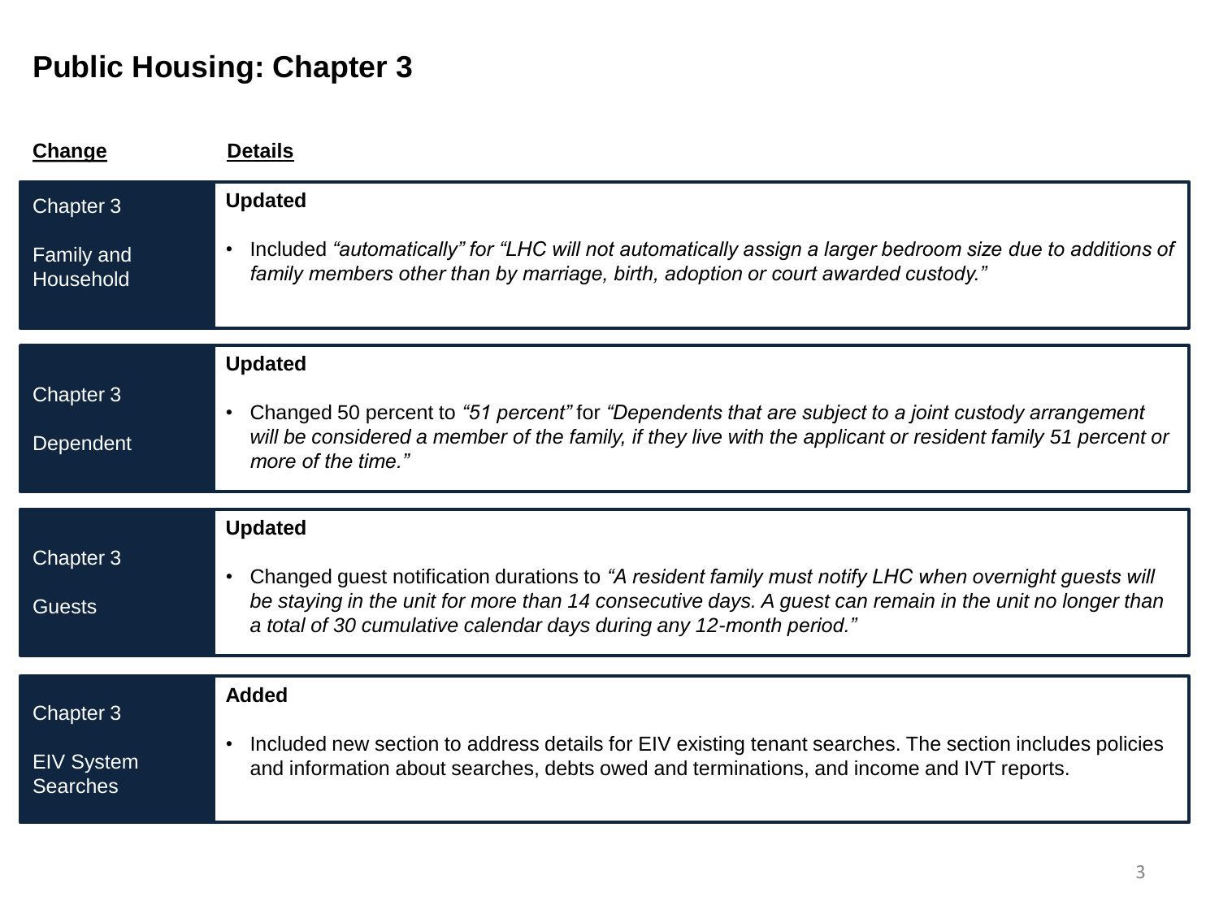# Public Housing: Chapter 3

| Change | Details |
|---|---|
| Chapter 3<br><br>Family and Household | **Updated**<br><br>• Included *"automatically" for "LHC will not automatically assign a larger bedroom size due to additions of family members other than by marriage, birth, adoption or court awarded custody."* |
| Chapter 3<br><br>Dependent | **Updated**<br><br>• Changed 50 percent to *"51 percent"* for *"Dependents that are subject to a joint custody arrangement will be considered a member of the family, if they live with the applicant or resident family 51 percent or more of the time."* |
| Chapter 3<br><br>Guests | **Updated**<br><br>• Changed guest notification durations to *"A resident family must notify LHC when overnight guests will be staying in the unit for more than 14 consecutive days. A guest can remain in the unit no longer than a total of 30 cumulative calendar days during any 12-month period."* |
| Chapter 3<br><br>EIV System Searches | **Added**<br><br>• Included new section to address details for EIV existing tenant searches. The section includes policies and information about searches, debts owed and terminations, and income and IVT reports. |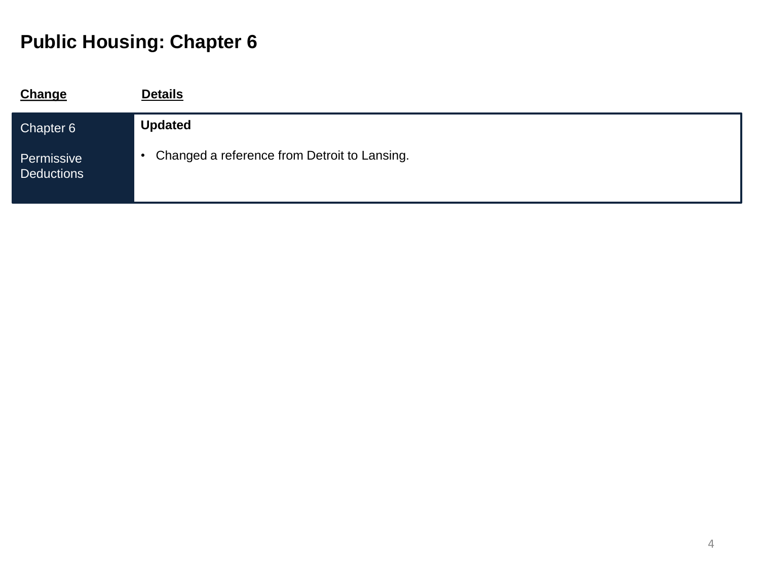# Public Housing: Chapter 6

| Change | Details |
| --- | --- |
| Chapter 6<br><br>Permissive Deductions | **Updated**<br><br>• Changed a reference from Detroit to Lansing. |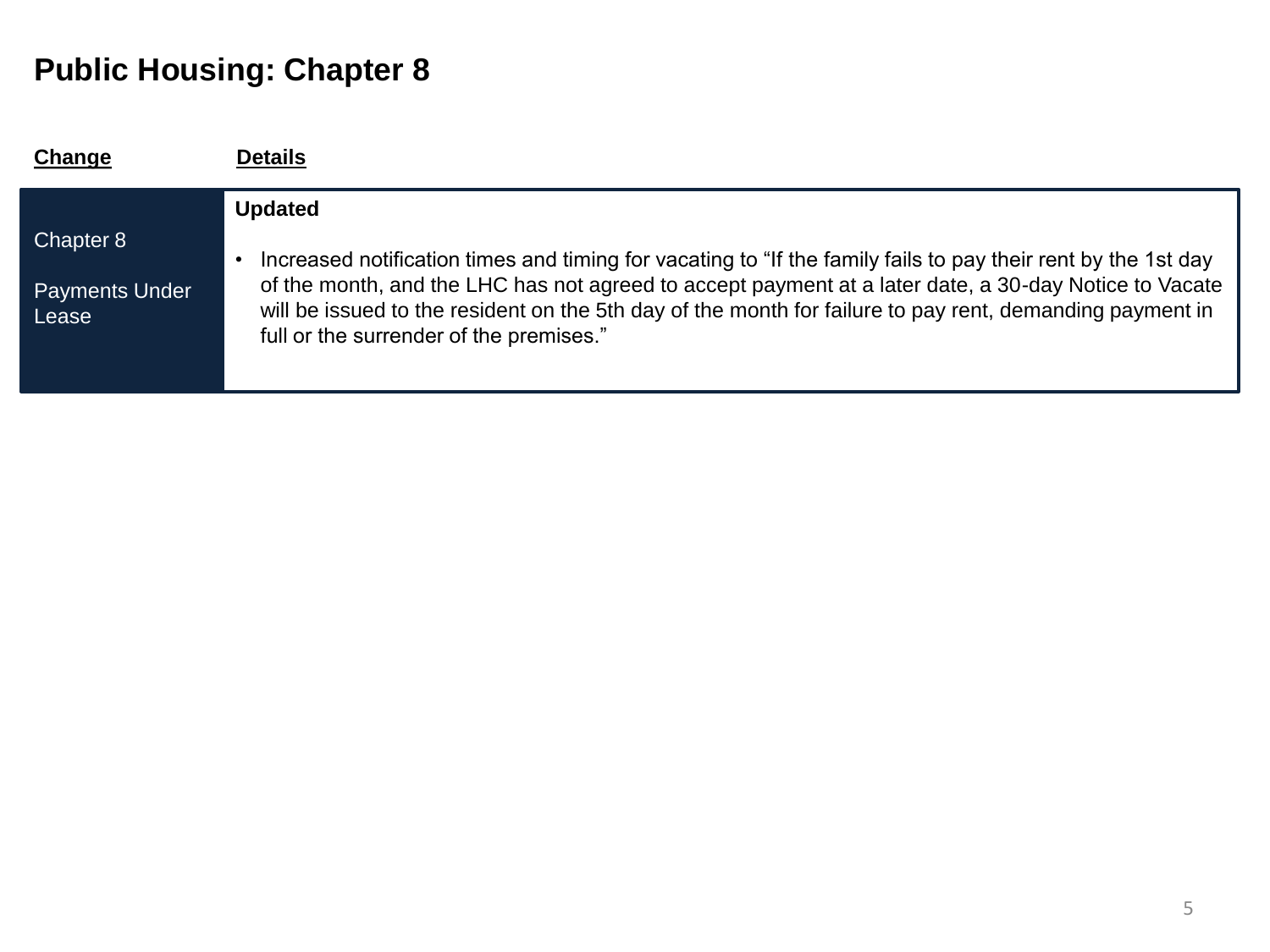# Public Housing: Chapter 8

| Change | Details |
| --- | --- |
| Chapter 8<br><br>Payments Under Lease | **Updated**<br><br>• Increased notification times and timing for vacating to “If the family fails to pay their rent by the 1st day of the month, and the LHC has not agreed to accept payment at a later date, a 30-day Notice to Vacate will be issued to the resident on the 5th day of the month for failure to pay rent, demanding payment in full or the surrender of the premises.” |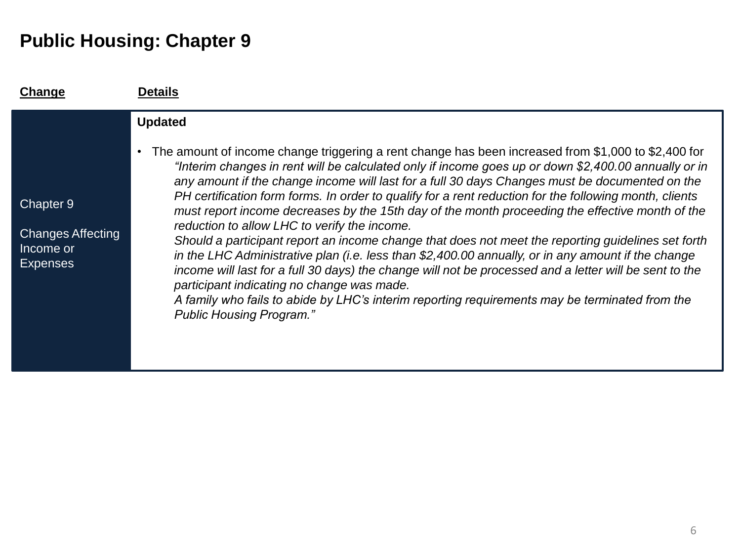# Public Housing: Chapter 9

| Change | Details |
|---|---|
| Chapter 9<br><br>Changes Affecting Income or Expenses | **Updated**<br><br>• The amount of income change triggering a rent change has been increased from $1,000 to $2,400 for *"Interim changes in rent will be calculated only if income goes up or down $2,400.00 annually or in any amount if the change income will last for a full 30 days Changes must be documented on the PH certification form forms. In order to qualify for a rent reduction for the following month, clients must report income decreases by the 15th day of the month proceeding the effective month of the reduction to allow LHC to verify the income.*<br>*Should a participant report an income change that does not meet the reporting guidelines set forth in the LHC Administrative plan (i.e. less than $2,400.00 annually, or in any amount if the change income will last for a full 30 days) the change will not be processed and a letter will be sent to the participant indicating no change was made.*<br>*A family who fails to abide by LHC's interim reporting requirements may be terminated from the Public Housing Program."* |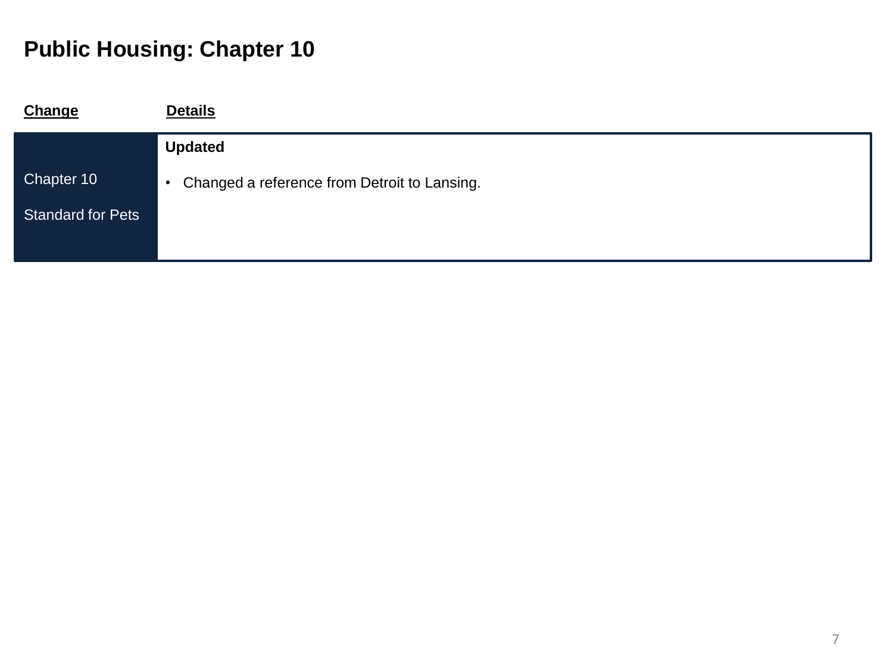# Public Housing: Chapter 10

| Change | Details |
|---|---|
| Chapter 10<br><br>Standard for Pets | **Updated**<br><br>• Changed a reference from Detroit to Lansing. |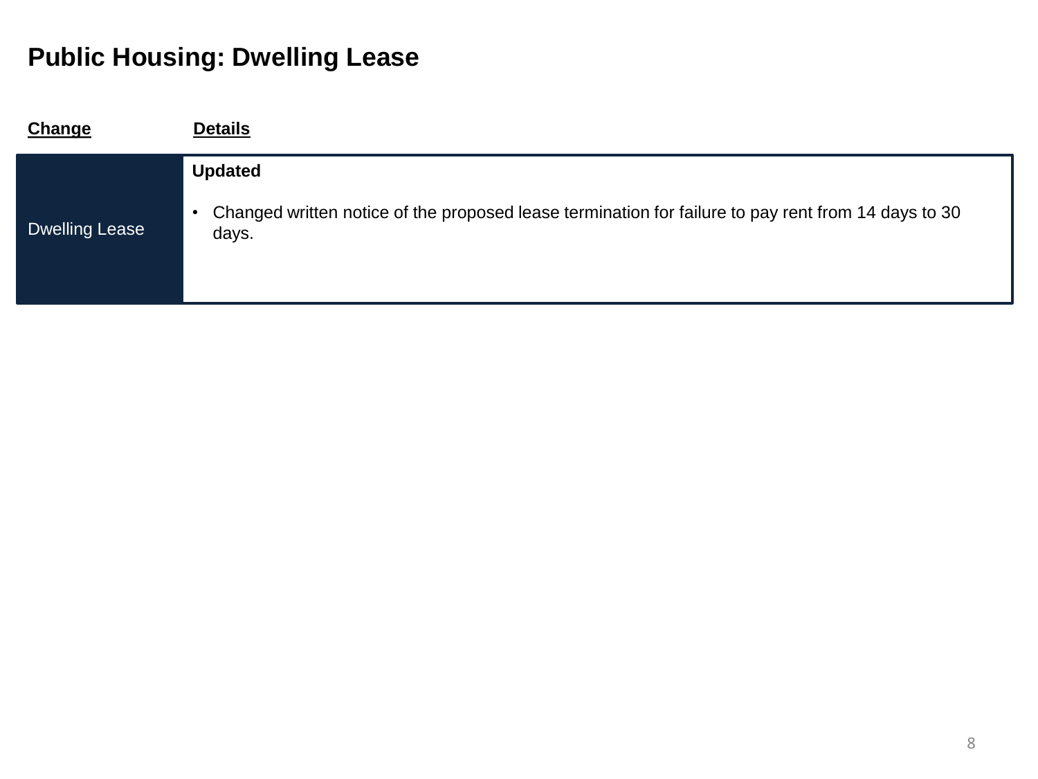# Public Housing: Dwelling Lease

| Change | Details |
| --- | --- |
| Dwelling Lease | **Updated**<br><br>• Changed written notice of the proposed lease termination for failure to pay rent from 14 days to 30 days. |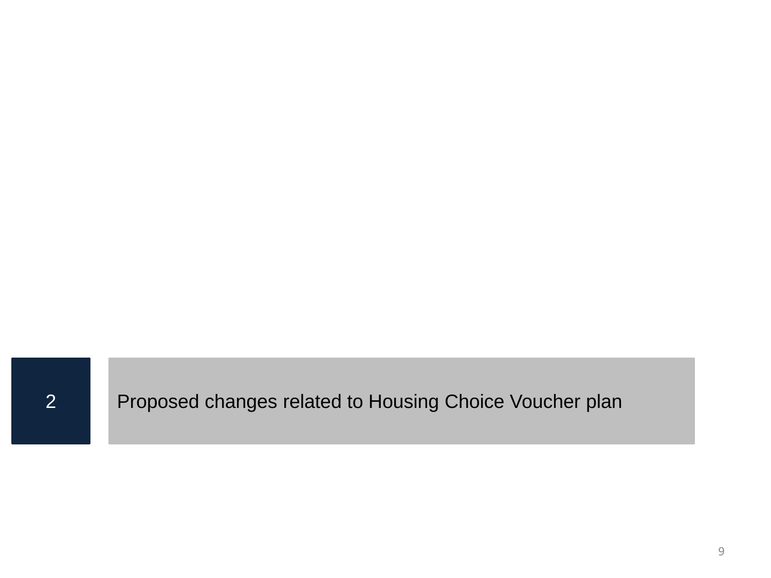## 2 Proposed changes related to Housing Choice Voucher plan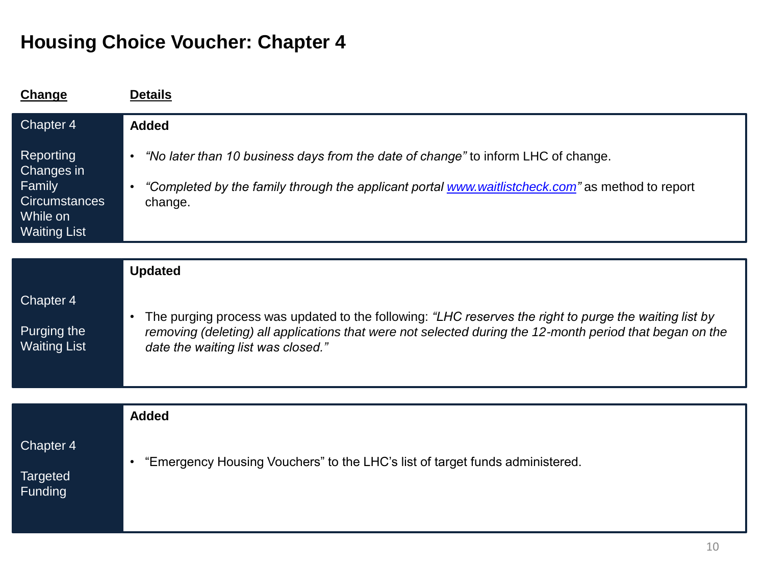# Housing Choice Voucher: Chapter 4

| Change | Details |
| --- | --- |
| Chapter 4<br><br>Reporting Changes in Family Circumstances While on Waiting List | **Added**<br><br>• *"No later than 10 business days from the date of change"* to inform LHC of change.<br><br>• *"Completed by the family through the applicant portal www.waitlistcheck.com"* as method to report change. |
| Chapter 4<br><br>Purging the Waiting List | **Updated**<br><br>• The purging process was updated to the following: *"LHC reserves the right to purge the waiting list by removing (deleting) all applications that were not selected during the 12-month period that began on the date the waiting list was closed."* |
| Chapter 4<br><br>Targeted Funding | **Added**<br><br>• "Emergency Housing Vouchers" to the LHC's list of target funds administered. |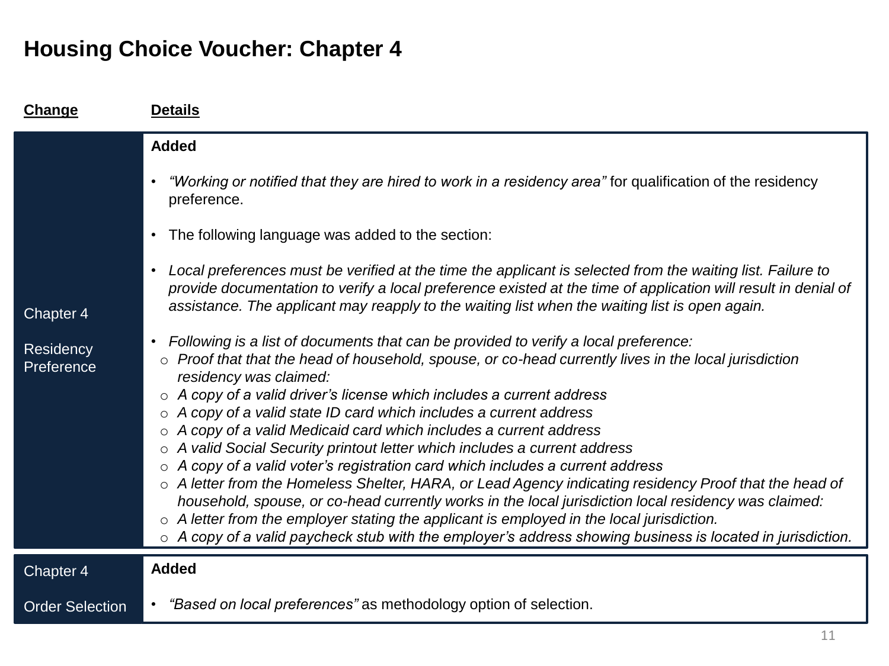# Housing Choice Voucher: Chapter 4

| Change | Details |
|---|---|
| Chapter 4<br><br>Residency Preference | **Added**<br><br>• *"Working or notified that they are hired to work in a residency area"* for qualification of the residency preference.<br><br>• The following language was added to the section:<br><br>• *Local preferences must be verified at the time the applicant is selected from the waiting list. Failure to provide documentation to verify a local preference existed at the time of application will result in denial of assistance. The applicant may reapply to the waiting list when the waiting list is open again.*<br><br>• *Following is a list of documents that can be provided to verify a local preference:*<br>○ *Proof that that the head of household, spouse, or co-head currently lives in the local jurisdiction residency was claimed:*<br>○ *A copy of a valid driver's license which includes a current address*<br>○ *A copy of a valid state ID card which includes a current address*<br>○ *A copy of a valid Medicaid card which includes a current address*<br>○ *A valid Social Security printout letter which includes a current address*<br>○ *A copy of a valid voter's registration card which includes a current address*<br>○ *A letter from the Homeless Shelter, HARA, or Lead Agency indicating residency Proof that the head of household, spouse, or co-head currently works in the local jurisdiction local residency was claimed:*<br>○ *A letter from the employer stating the applicant is employed in the local jurisdiction.*<br>○ *A copy of a valid paycheck stub with the employer's address showing business is located in jurisdiction.* |
| Chapter 4<br><br>Order Selection | **Added**<br><br>• *"Based on local preferences"* as methodology option of selection. |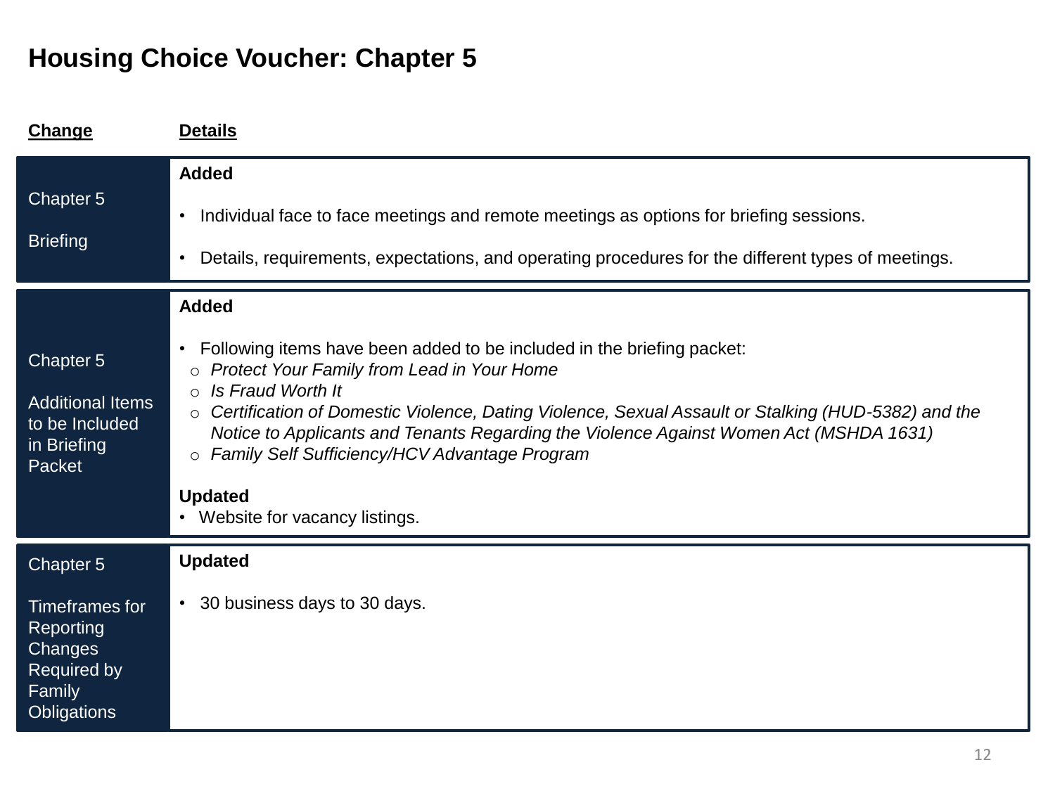# Housing Choice Voucher: Chapter 5

| Change | Details |
| --- | --- |
| Chapter 5<br><br>Briefing | **Added**<br><br>• Individual face to face meetings and remote meetings as options for briefing sessions.<br><br>• Details, requirements, expectations, and operating procedures for the different types of meetings. |
| Chapter 5<br><br>Additional Items to be Included in Briefing Packet | **Added**<br><br>• Following items have been added to be included in the briefing packet:<br>&nbsp;&nbsp;○ *Protect Your Family from Lead in Your Home*<br>&nbsp;&nbsp;○ *Is Fraud Worth It*<br>&nbsp;&nbsp;○ *Certification of Domestic Violence, Dating Violence, Sexual Assault or Stalking (HUD-5382) and the Notice to Applicants and Tenants Regarding the Violence Against Women Act (MSHDA 1631)*<br>&nbsp;&nbsp;○ *Family Self Sufficiency/HCV Advantage Program*<br><br>**Updated**<br>• Website for vacancy listings. |
| Chapter 5<br><br>Timeframes for Reporting Changes Required by Family Obligations | **Updated**<br><br>• 30 business days to 30 days. |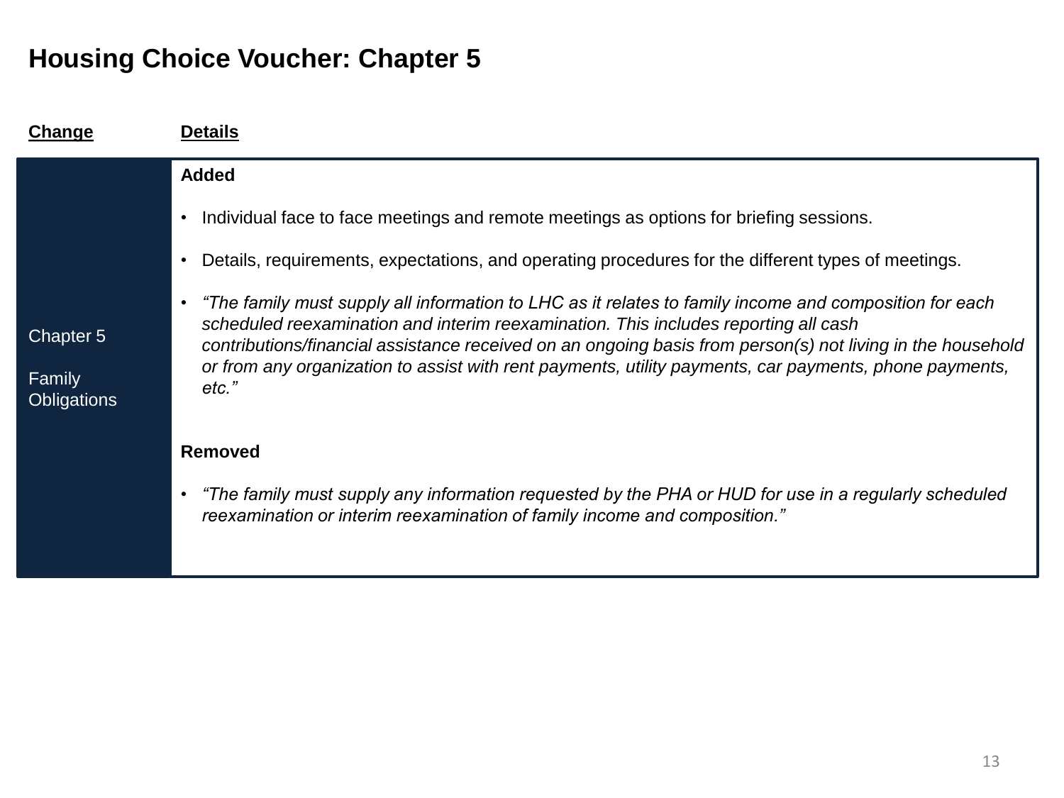# Housing Choice Voucher: Chapter 5

| Change | Details |
| --- | --- |
| Chapter 5<br><br>Family Obligations | **Added**<br><br>• Individual face to face meetings and remote meetings as options for briefing sessions.<br><br>• Details, requirements, expectations, and operating procedures for the different types of meetings.<br><br>• *“The family must supply all information to LHC as it relates to family income and composition for each scheduled reexamination and interim reexamination. This includes reporting all cash contributions/financial assistance received on an ongoing basis from person(s) not living in the household or from any organization to assist with rent payments, utility payments, car payments, phone payments, etc.”*<br><br>**Removed**<br><br>• *“The family must supply any information requested by the PHA or HUD for use in a regularly scheduled reexamination or interim reexamination of family income and composition.”* |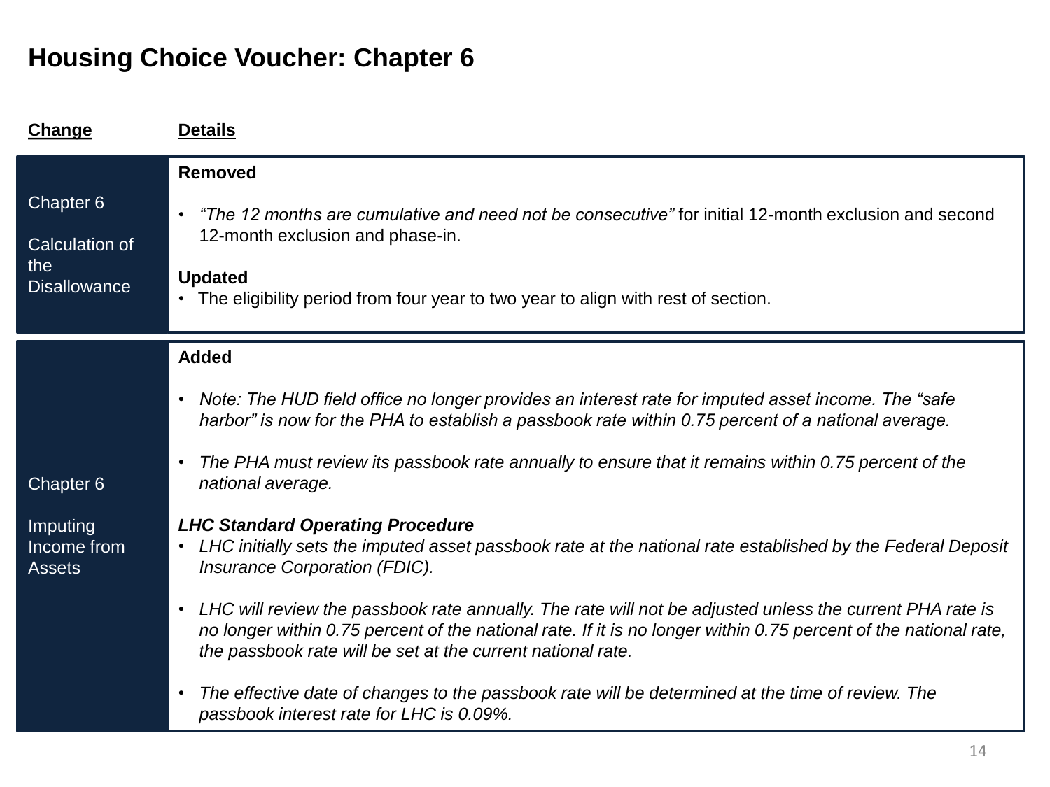# Housing Choice Voucher: Chapter 6

| Change | Details |
| --- | --- |
| Chapter 6<br><br>Calculation of the Disallowance | **Removed**<br><br>• *"The 12 months are cumulative and need not be consecutive"* for initial 12-month exclusion and second 12-month exclusion and phase-in.<br><br>**Updated**<br>• The eligibility period from four year to two year to align with rest of section. |
| Chapter 6<br><br>Imputing Income from Assets | **Added**<br><br>• *Note: The HUD field office no longer provides an interest rate for imputed asset income. The "safe harbor" is now for the PHA to establish a passbook rate within 0.75 percent of a national average.*<br><br>• *The PHA must review its passbook rate annually to ensure that it remains within 0.75 percent of the national average.*<br><br>***LHC Standard Operating Procedure***<br>• *LHC initially sets the imputed asset passbook rate at the national rate established by the Federal Deposit Insurance Corporation (FDIC).*<br><br>• *LHC will review the passbook rate annually. The rate will not be adjusted unless the current PHA rate is no longer within 0.75 percent of the national rate. If it is no longer within 0.75 percent of the national rate, the passbook rate will be set at the current national rate.*<br><br>• *The effective date of changes to the passbook rate will be determined at the time of review. The passbook interest rate for LHC is 0.09%.* |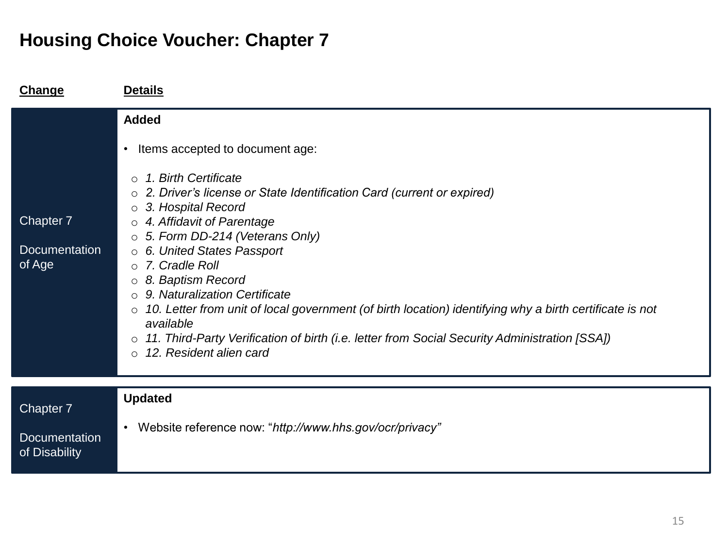# Housing Choice Voucher: Chapter 7

| Change | Details |
| --- | --- |
| Chapter 7<br><br>Documentation of Age | **Added**<br><br>• Items accepted to document age:<br><br>○ *1. Birth Certificate*<br>○ *2. Driver's license or State Identification Card (current or expired)*<br>○ *3. Hospital Record*<br>○ *4. Affidavit of Parentage*<br>○ *5. Form DD-214 (Veterans Only)*<br>○ *6. United States Passport*<br>○ *7. Cradle Roll*<br>○ *8. Baptism Record*<br>○ *9. Naturalization Certificate*<br>○ *10. Letter from unit of local government (of birth location) identifying why a birth certificate is not available*<br>○ *11. Third-Party Verification of birth (i.e. letter from Social Security Administration [SSA])*<br>○ *12. Resident alien card* |
| Chapter 7<br><br>Documentation of Disability | **Updated**<br><br>• Website reference now: "*http://www.hhs.gov/ocr/privacy"* |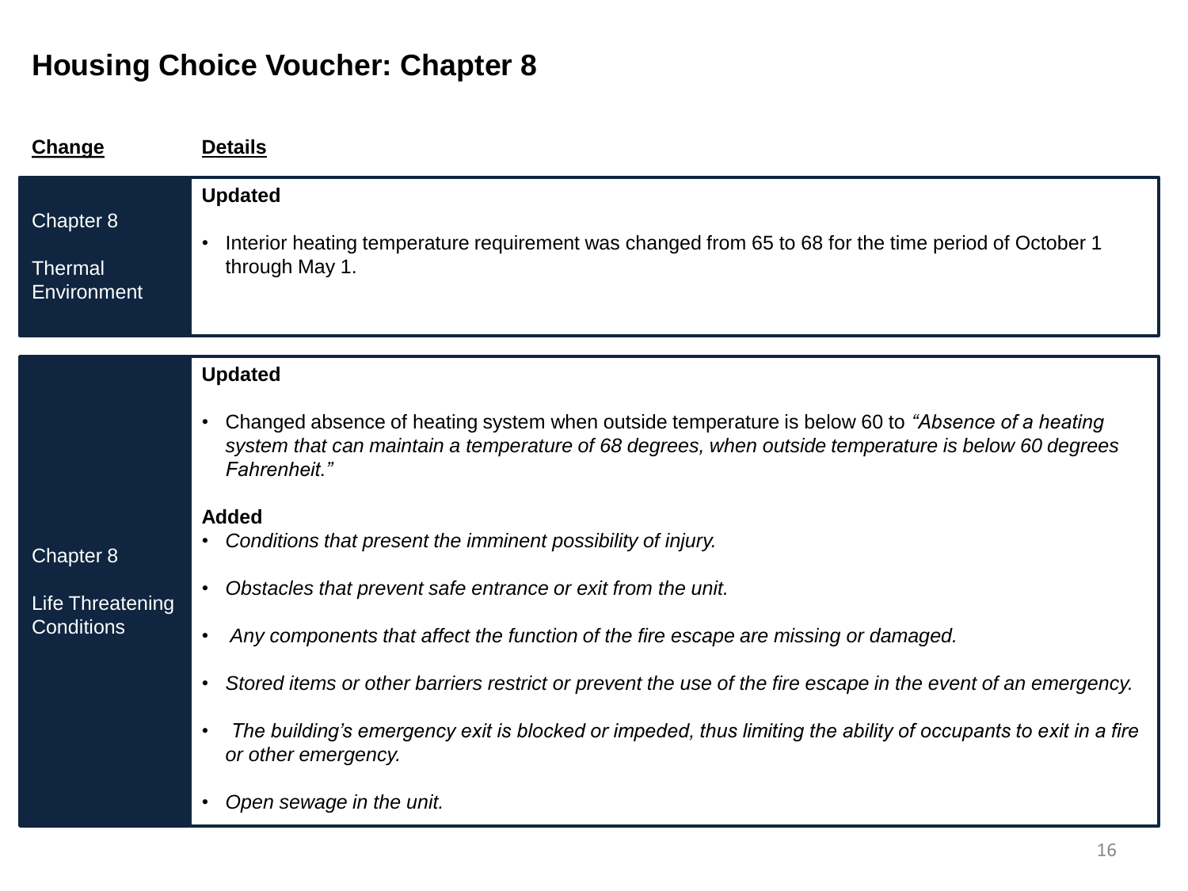# Housing Choice Voucher: Chapter 8

| Change | Details |
|---|---|
| Chapter 8<br><br>Thermal Environment | **Updated**<br><br>• Interior heating temperature requirement was changed from 65 to 68 for the time period of October 1 through May 1. |
| Chapter 8<br><br>Life Threatening Conditions | **Updated**<br><br>• Changed absence of heating system when outside temperature is below 60 to *"Absence of a heating system that can maintain a temperature of 68 degrees, when outside temperature is below 60 degrees Fahrenheit."*<br><br>**Added**<br>• *Conditions that present the imminent possibility of injury.*<br><br>• *Obstacles that prevent safe entrance or exit from the unit.*<br><br>• *Any components that affect the function of the fire escape are missing or damaged.*<br><br>• *Stored items or other barriers restrict or prevent the use of the fire escape in the event of an emergency.*<br><br>• *The building's emergency exit is blocked or impeded, thus limiting the ability of occupants to exit in a fire or other emergency.*<br><br>• *Open sewage in the unit.* |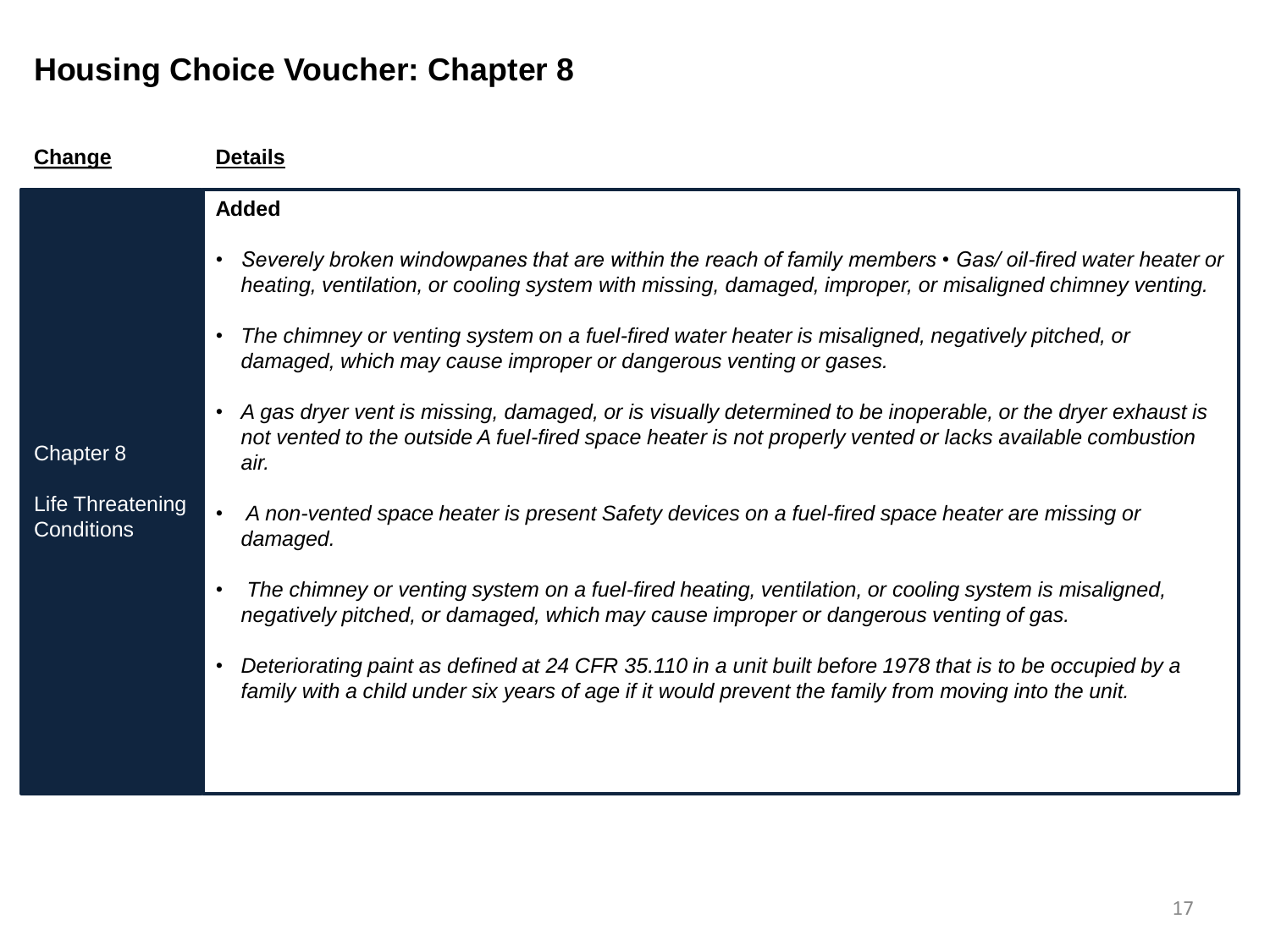# Housing Choice Voucher: Chapter 8

| Change | Details |
|---|---|
| Chapter 8<br><br>Life Threatening Conditions | **Added**<br><br>• *Severely broken windowpanes that are within the reach of family members • Gas/ oil-fired water heater or heating, ventilation, or cooling system with missing, damaged, improper, or misaligned chimney venting.*<br><br>• *The chimney or venting system on a fuel-fired water heater is misaligned, negatively pitched, or damaged, which may cause improper or dangerous venting or gases.*<br><br>• *A gas dryer vent is missing, damaged, or is visually determined to be inoperable, or the dryer exhaust is not vented to the outside A fuel-fired space heater is not properly vented or lacks available combustion air.*<br><br>• *A non-vented space heater is present Safety devices on a fuel-fired space heater are missing or damaged.*<br><br>• *The chimney or venting system on a fuel-fired heating, ventilation, or cooling system is misaligned, negatively pitched, or damaged, which may cause improper or dangerous venting of gas.*<br><br>• *Deteriorating paint as defined at 24 CFR 35.110 in a unit built before 1978 that is to be occupied by a family with a child under six years of age if it would prevent the family from moving into the unit.* |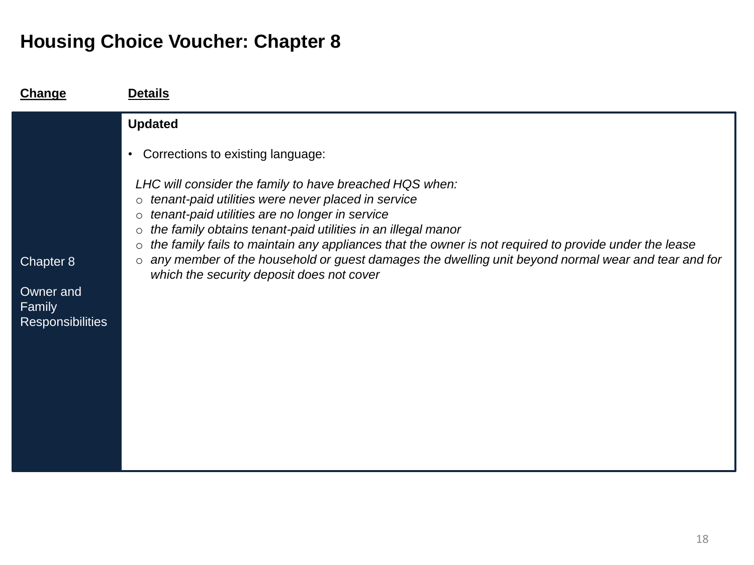# Housing Choice Voucher: Chapter 8

| Change | Details |
|---|---|
| Chapter 8<br><br>Owner and Family Responsibilities | **Updated**<br><br>• Corrections to existing language:<br><br>*LHC will consider the family to have breached HQS when:*<br>○ *tenant-paid utilities were never placed in service*<br>○ *tenant-paid utilities are no longer in service*<br>○ *the family obtains tenant-paid utilities in an illegal manor*<br>○ *the family fails to maintain any appliances that the owner is not required to provide under the lease*<br>○ *any member of the household or guest damages the dwelling unit beyond normal wear and tear and for which the security deposit does not cover* |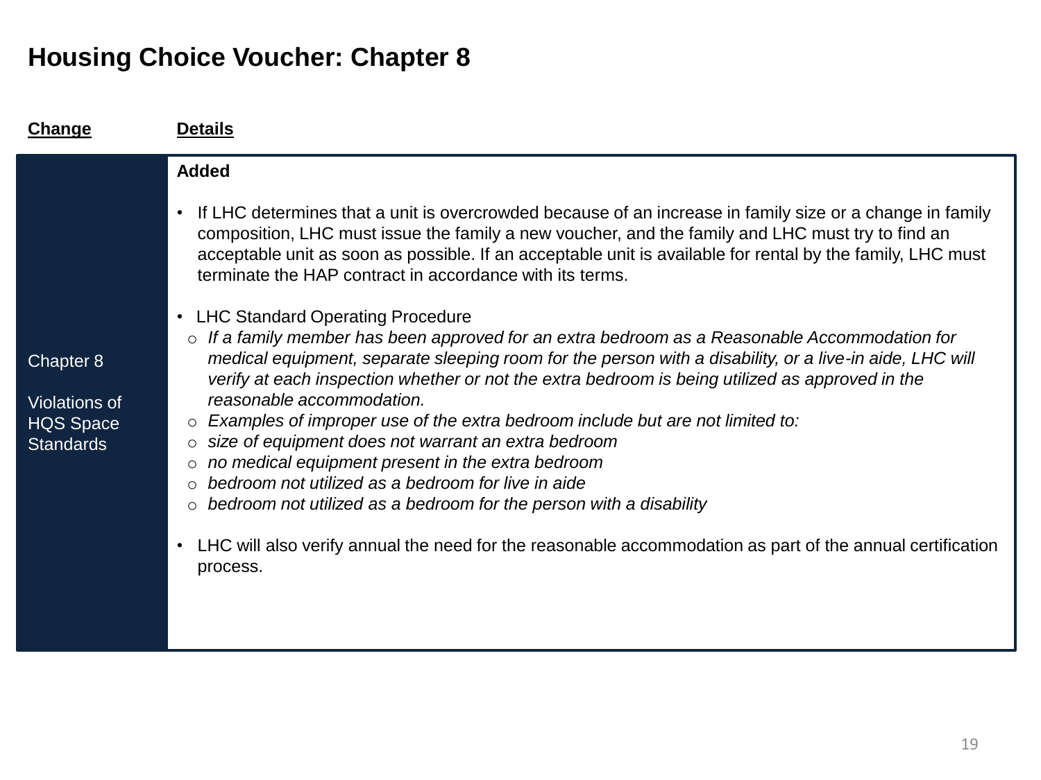# Housing Choice Voucher: Chapter 8

| Change | Details |
| --- | --- |
| Chapter 8<br><br>Violations of HQS Space Standards | **Added**<br><br>• If LHC determines that a unit is overcrowded because of an increase in family size or a change in family composition, LHC must issue the family a new voucher, and the family and LHC must try to find an acceptable unit as soon as possible. If an acceptable unit is available for rental by the family, LHC must terminate the HAP contract in accordance with its terms.<br><br>• LHC Standard Operating Procedure<br>○ *If a family member has been approved for an extra bedroom as a Reasonable Accommodation for medical equipment, separate sleeping room for the person with a disability, or a live-in aide, LHC will verify at each inspection whether or not the extra bedroom is being utilized as approved in the reasonable accommodation.*<br>○ *Examples of improper use of the extra bedroom include but are not limited to:*<br>○ *size of equipment does not warrant an extra bedroom*<br>○ *no medical equipment present in the extra bedroom*<br>○ *bedroom not utilized as a bedroom for live in aide*<br>○ *bedroom not utilized as a bedroom for the person with a disability*<br><br>• LHC will also verify annual the need for the reasonable accommodation as part of the annual certification process. |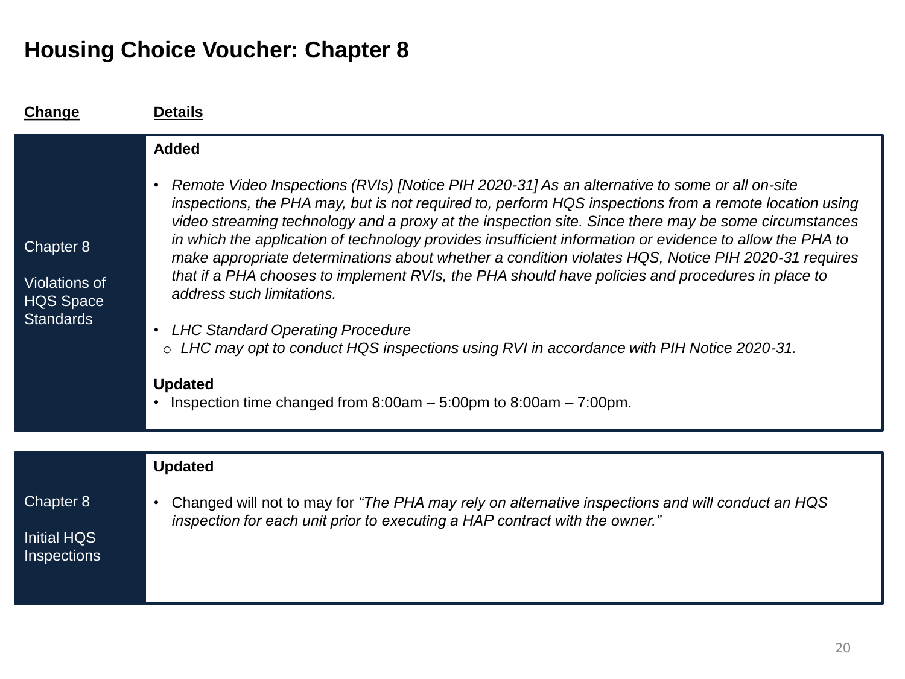# Housing Choice Voucher: Chapter 8

| Change | Details |
|---|---|
| Chapter 8<br><br>Violations of HQS Space Standards | **Added**<br><br>• *Remote Video Inspections (RVIs) [Notice PIH 2020-31] As an alternative to some or all on-site inspections, the PHA may, but is not required to, perform HQS inspections from a remote location using video streaming technology and a proxy at the inspection site. Since there may be some circumstances in which the application of technology provides insufficient information or evidence to allow the PHA to make appropriate determinations about whether a condition violates HQS, Notice PIH 2020-31 requires that if a PHA chooses to implement RVIs, the PHA should have policies and procedures in place to address such limitations.*<br><br>• *LHC Standard Operating Procedure*<br>  o *LHC may opt to conduct HQS inspections using RVI in accordance with PIH Notice 2020-31.*<br><br>**Updated**<br>• Inspection time changed from 8:00am – 5:00pm to 8:00am – 7:00pm. |
| Chapter 8<br><br>Initial HQS Inspections | **Updated**<br><br>• Changed will not to may for *"The PHA may rely on alternative inspections and will conduct an HQS inspection for each unit prior to executing a HAP contract with the owner."* |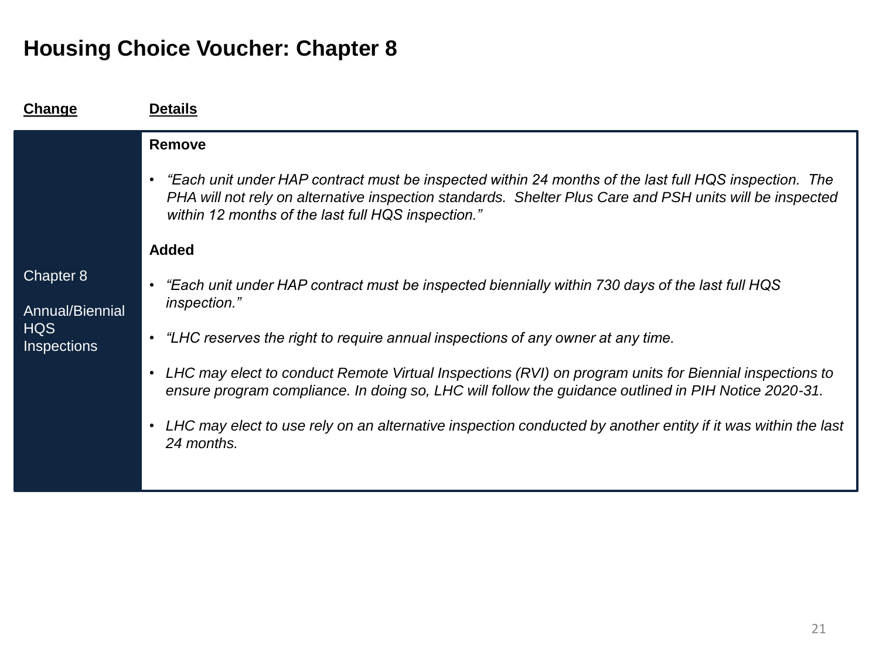# Housing Choice Voucher: Chapter 8

| Change | Details |
| --- | --- |
| Chapter 8<br><br>Annual/Biennial HQS Inspections | **Remove**<br><br>• *"Each unit under HAP contract must be inspected within 24 months of the last full HQS inspection. The PHA will not rely on alternative inspection standards. Shelter Plus Care and PSH units will be inspected within 12 months of the last full HQS inspection."*<br><br>**Added**<br><br>• *"Each unit under HAP contract must be inspected biennially within 730 days of the last full HQS inspection."*<br><br>• *"LHC reserves the right to require annual inspections of any owner at any time.*<br><br>• *LHC may elect to conduct Remote Virtual Inspections (RVI) on program units for Biennial inspections to ensure program compliance. In doing so, LHC will follow the guidance outlined in PIH Notice 2020-31.*<br><br>• *LHC may elect to use rely on an alternative inspection conducted by another entity if it was within the last 24 months.* |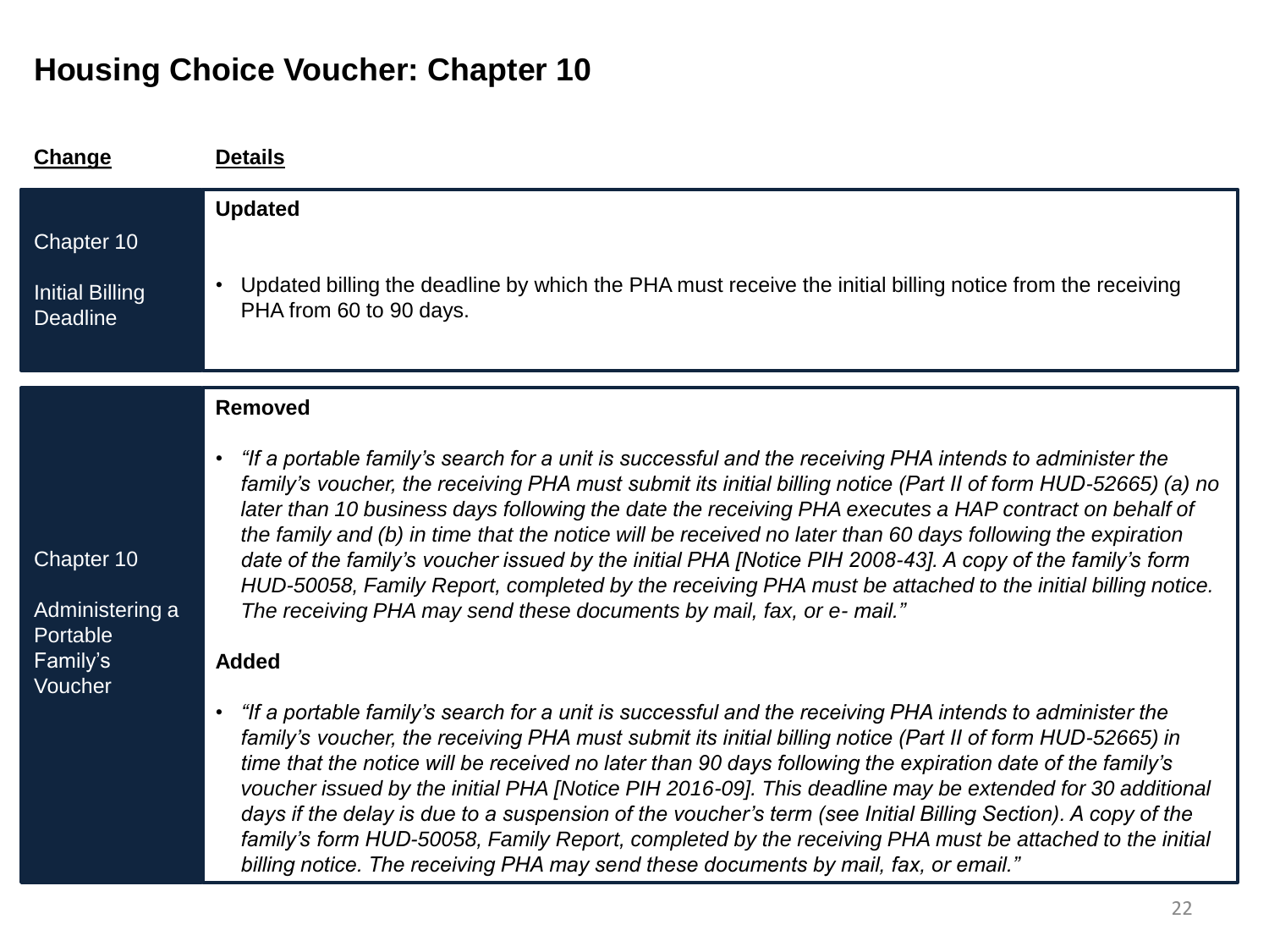# Housing Choice Voucher: Chapter 10

| Change | Details |
| --- | --- |
| Chapter 10<br><br>Initial Billing Deadline | **Updated**<br><br>• Updated billing the deadline by which the PHA must receive the initial billing notice from the receiving PHA from 60 to 90 days. |
| Chapter 10<br><br>Administering a Portable Family's Voucher | **Removed**<br><br>• *"If a portable family's search for a unit is successful and the receiving PHA intends to administer the family's voucher, the receiving PHA must submit its initial billing notice (Part II of form HUD-52665) (a) no later than 10 business days following the date the receiving PHA executes a HAP contract on behalf of the family and (b) in time that the notice will be received no later than 60 days following the expiration date of the family's voucher issued by the initial PHA [Notice PIH 2008-43]. A copy of the family's form HUD-50058, Family Report, completed by the receiving PHA must be attached to the initial billing notice. The receiving PHA may send these documents by mail, fax, or e- mail."*<br><br>**Added**<br><br>• *"If a portable family's search for a unit is successful and the receiving PHA intends to administer the family's voucher, the receiving PHA must submit its initial billing notice (Part II of form HUD-52665) in time that the notice will be received no later than 90 days following the expiration date of the family's voucher issued by the initial PHA [Notice PIH 2016-09]. This deadline may be extended for 30 additional days if the delay is due to a suspension of the voucher's term (see Initial Billing Section). A copy of the family's form HUD-50058, Family Report, completed by the receiving PHA must be attached to the initial billing notice. The receiving PHA may send these documents by mail, fax, or email."* |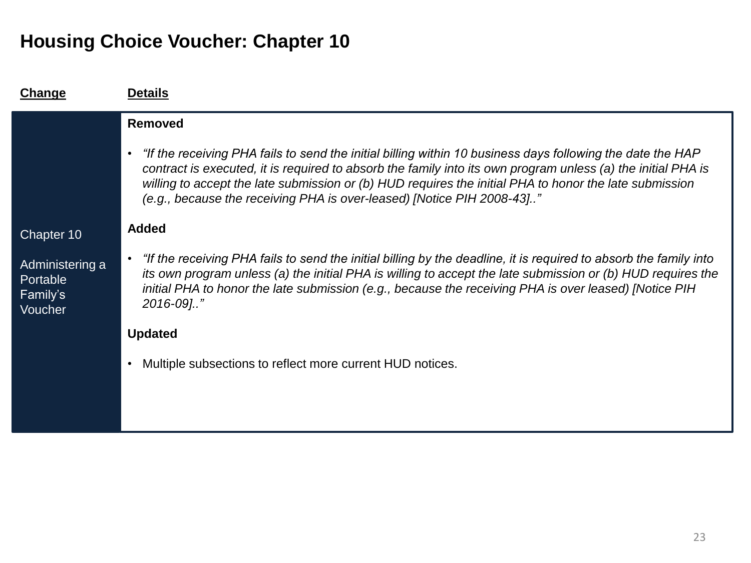# Housing Choice Voucher: Chapter 10

| Change | Details |
| --- | --- |
| Chapter 10<br><br>Administering a Portable Family's Voucher | **Removed**<br><br>• *"If the receiving PHA fails to send the initial billing within 10 business days following the date the HAP contract is executed, it is required to absorb the family into its own program unless (a) the initial PHA is willing to accept the late submission or (b) HUD requires the initial PHA to honor the late submission (e.g., because the receiving PHA is over-leased) [Notice PIH 2008-43].."*<br><br>**Added**<br><br>• *"If the receiving PHA fails to send the initial billing by the deadline, it is required to absorb the family into its own program unless (a) the initial PHA is willing to accept the late submission or (b) HUD requires the initial PHA to honor the late submission (e.g., because the receiving PHA is over leased) [Notice PIH 2016-09].."*<br><br>**Updated**<br><br>• Multiple subsections to reflect more current HUD notices. |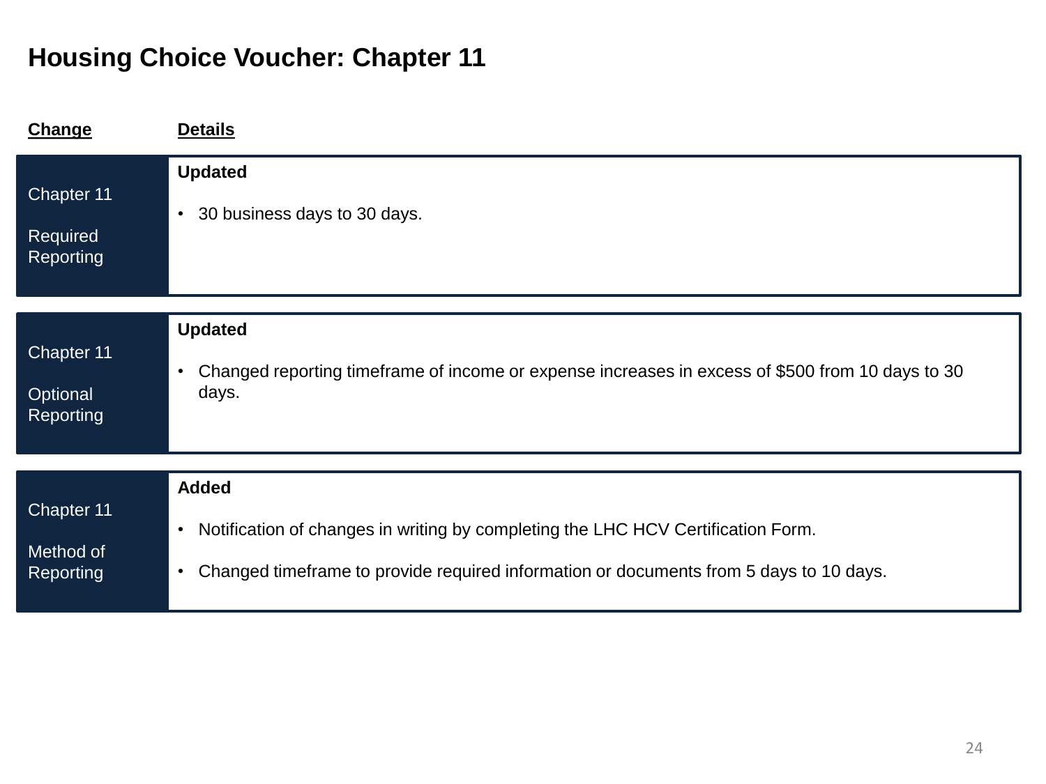# Housing Choice Voucher: Chapter 11

| Change | Details |
| --- | --- |
| Chapter 11<br><br>Required Reporting | **Updated**<br><br>• 30 business days to 30 days. |
| Chapter 11<br><br>Optional Reporting | **Updated**<br><br>• Changed reporting timeframe of income or expense increases in excess of $500 from 10 days to 30 days. |
| Chapter 11<br><br>Method of Reporting | **Added**<br><br>• Notification of changes in writing by completing the LHC HCV Certification Form.<br><br>• Changed timeframe to provide required information or documents from 5 days to 10 days. |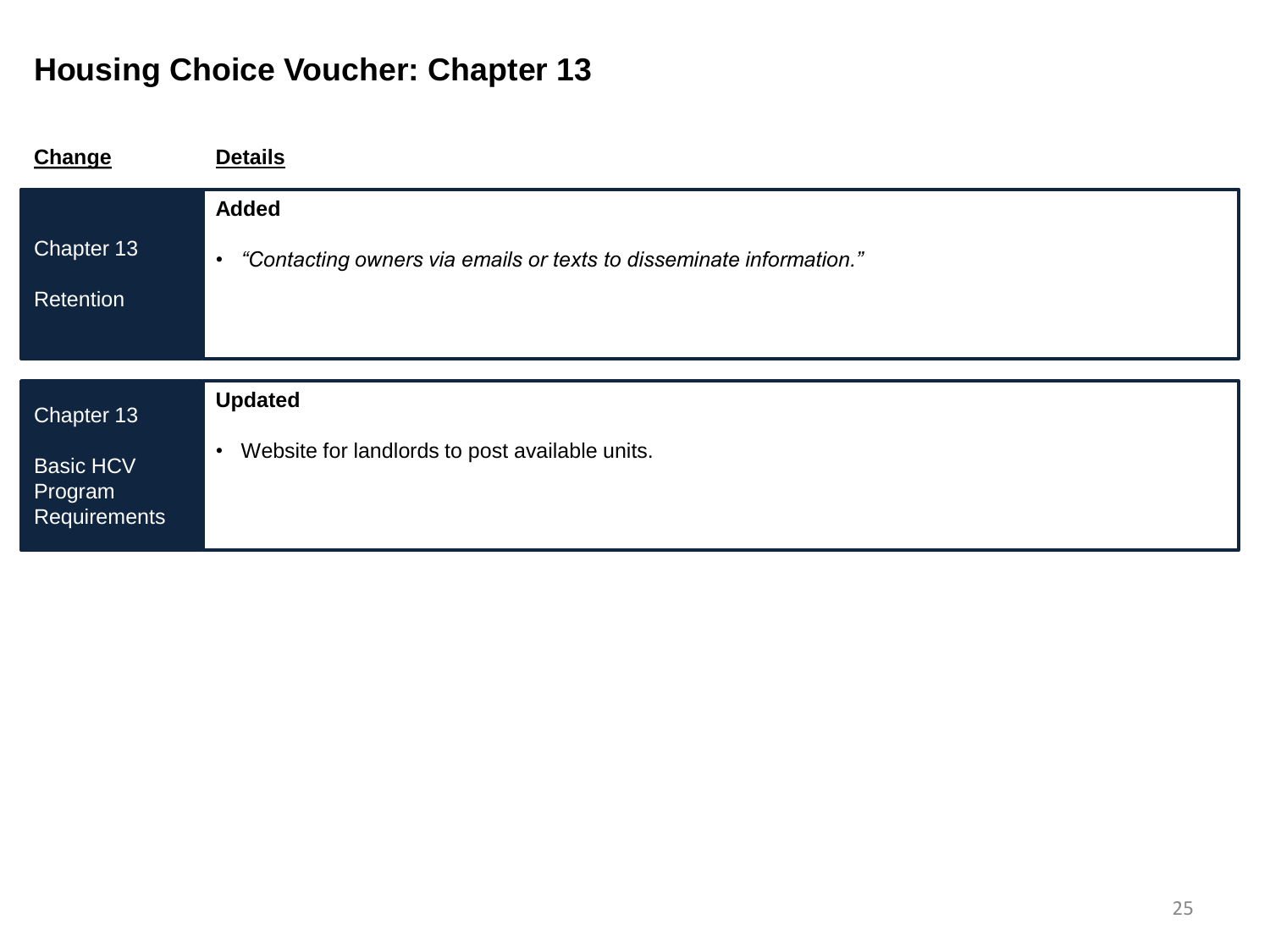# Housing Choice Voucher: Chapter 13

| Change | Details |
| --- | --- |
| Chapter 13<br><br>Retention | **Added**<br><br>• *"Contacting owners via emails or texts to disseminate information."* |
| Chapter 13<br><br>Basic HCV Program Requirements | **Updated**<br><br>• Website for landlords to post available units. |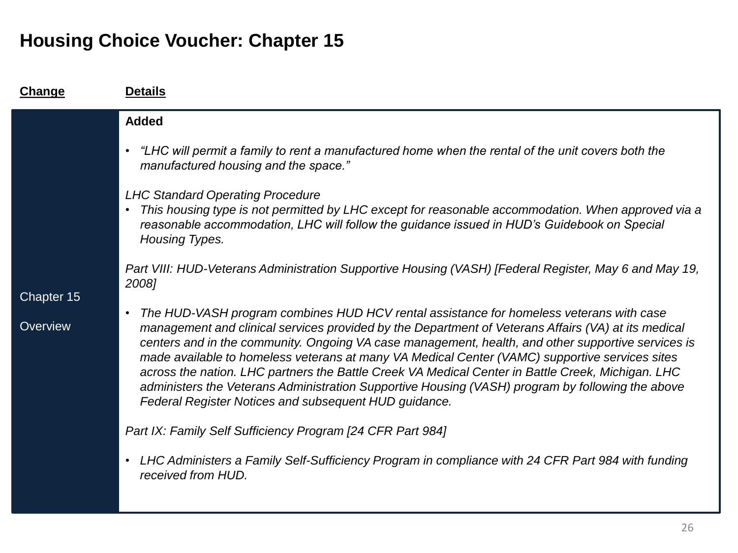# Housing Choice Voucher: Chapter 15

| Change | Details |
|---|---|
| Chapter 15<br><br>Overview | **Added**<br><br>• *"LHC will permit a family to rent a manufactured home when the rental of the unit covers both the manufactured housing and the space."*<br><br>*LHC Standard Operating Procedure*<br>• *This housing type is not permitted by LHC except for reasonable accommodation. When approved via a reasonable accommodation, LHC will follow the guidance issued in HUD's Guidebook on Special Housing Types.*<br><br>*Part VIII: HUD-Veterans Administration Supportive Housing (VASH) [Federal Register, May 6 and May 19, 2008]*<br><br>• *The HUD-VASH program combines HUD HCV rental assistance for homeless veterans with case management and clinical services provided by the Department of Veterans Affairs (VA) at its medical centers and in the community. Ongoing VA case management, health, and other supportive services is made available to homeless veterans at many VA Medical Center (VAMC) supportive services sites across the nation. LHC partners the Battle Creek VA Medical Center in Battle Creek, Michigan. LHC administers the Veterans Administration Supportive Housing (VASH) program by following the above Federal Register Notices and subsequent HUD guidance.*<br><br>*Part IX: Family Self Sufficiency Program [24 CFR Part 984]*<br><br>• *LHC Administers a Family Self-Sufficiency Program in compliance with 24 CFR Part 984 with funding received from HUD.* |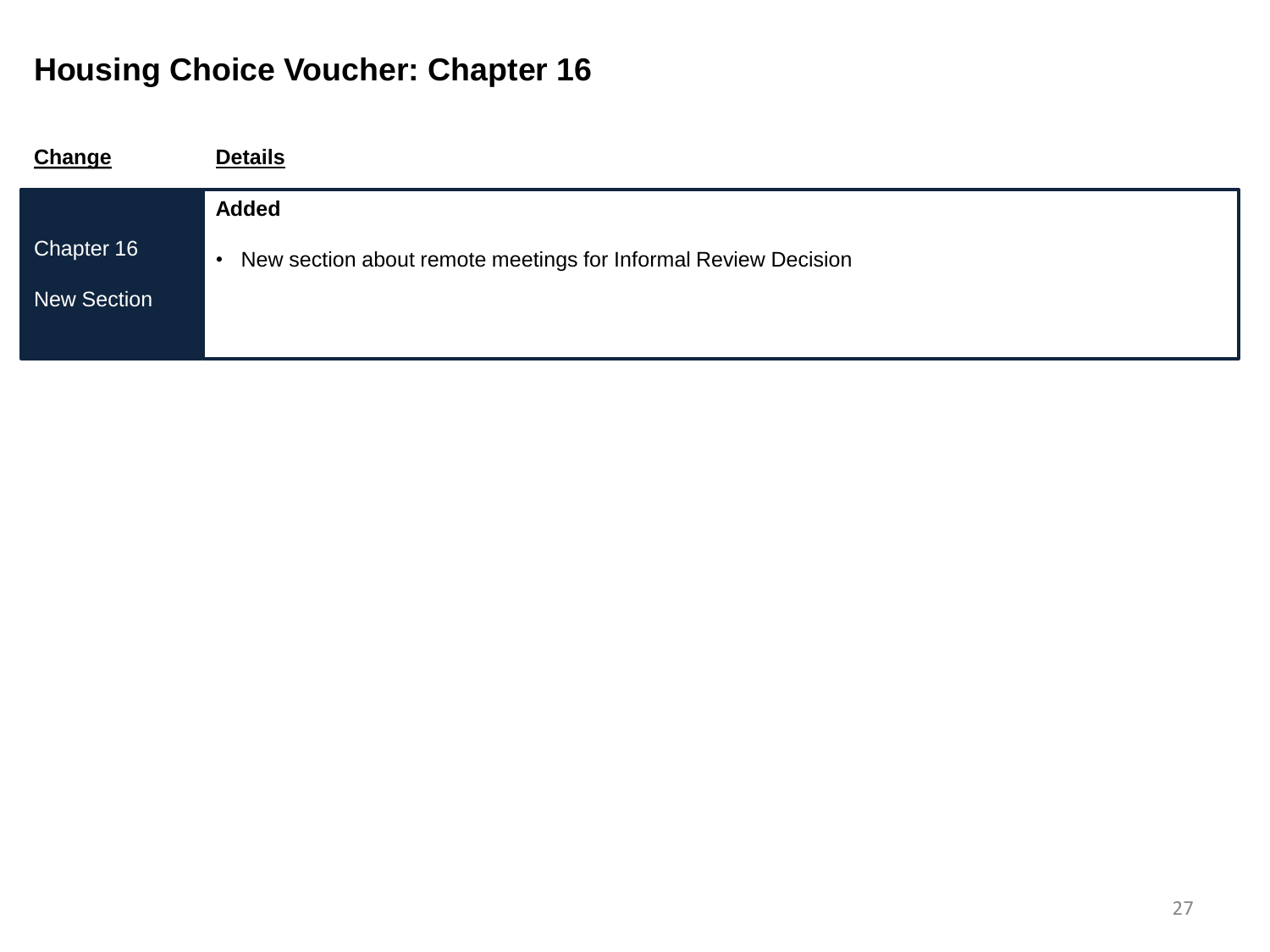# Housing Choice Voucher: Chapter 16

| Change | Details |
| --- | --- |
| Chapter 16<br><br>New Section | **Added**<br><br>• New section about remote meetings for Informal Review Decision |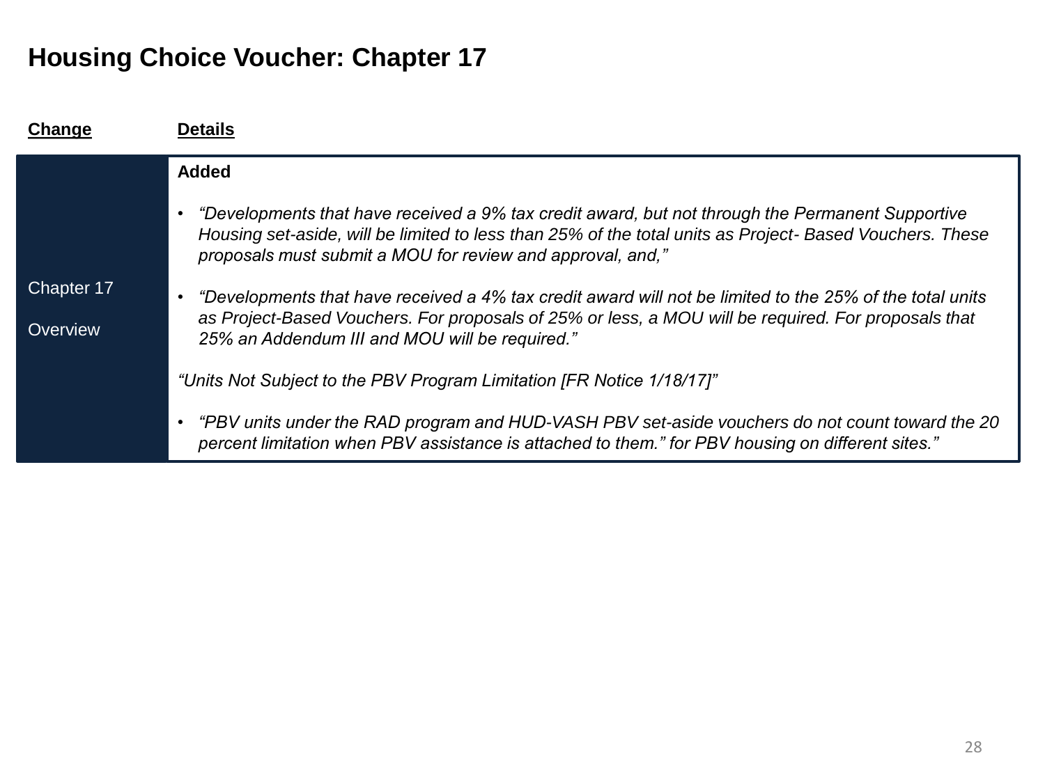# Housing Choice Voucher: Chapter 17

| Change | Details |
|---|---|
| Chapter 17<br><br>Overview | **Added**<br><br>• *"Developments that have received a 9% tax credit award, but not through the Permanent Supportive Housing set-aside, will be limited to less than 25% of the total units as Project- Based Vouchers. These proposals must submit a MOU for review and approval, and,"*<br><br>• *"Developments that have received a 4% tax credit award will not be limited to the 25% of the total units as Project-Based Vouchers. For proposals of 25% or less, a MOU will be required. For proposals that 25% an Addendum III and MOU will be required."*<br><br>*"Units Not Subject to the PBV Program Limitation [FR Notice 1/18/17]"*<br><br>• *"PBV units under the RAD program and HUD-VASH PBV set-aside vouchers do not count toward the 20 percent limitation when PBV assistance is attached to them." for PBV housing on different sites."* |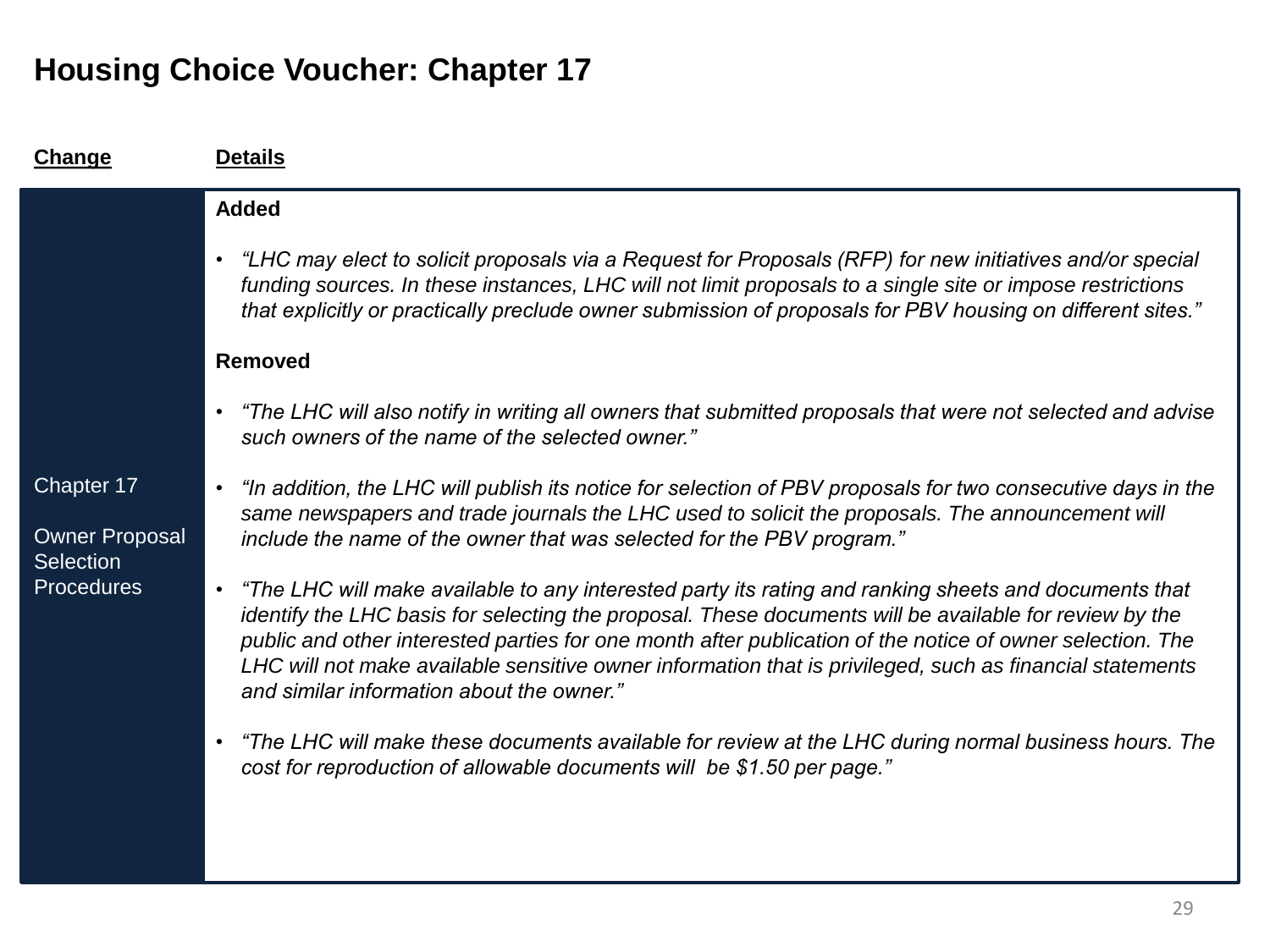# Housing Choice Voucher: Chapter 17

| Change | Details |
| --- | --- |
| Chapter 17<br><br>Owner Proposal Selection Procedures | **Added**<br><br>• *"LHC may elect to solicit proposals via a Request for Proposals (RFP) for new initiatives and/or special funding sources. In these instances, LHC will not limit proposals to a single site or impose restrictions that explicitly or practically preclude owner submission of proposals for PBV housing on different sites."*<br><br>**Removed**<br><br>• *"The LHC will also notify in writing all owners that submitted proposals that were not selected and advise such owners of the name of the selected owner."*<br><br>• *"In addition, the LHC will publish its notice for selection of PBV proposals for two consecutive days in the same newspapers and trade journals the LHC used to solicit the proposals. The announcement will include the name of the owner that was selected for the PBV program."*<br><br>• *"The LHC will make available to any interested party its rating and ranking sheets and documents that identify the LHC basis for selecting the proposal. These documents will be available for review by the public and other interested parties for one month after publication of the notice of owner selection. The LHC will not make available sensitive owner information that is privileged, such as financial statements and similar information about the owner."*<br><br>• *"The LHC will make these documents available for review at the LHC during normal business hours. The cost for reproduction of allowable documents will be $1.50 per page."* |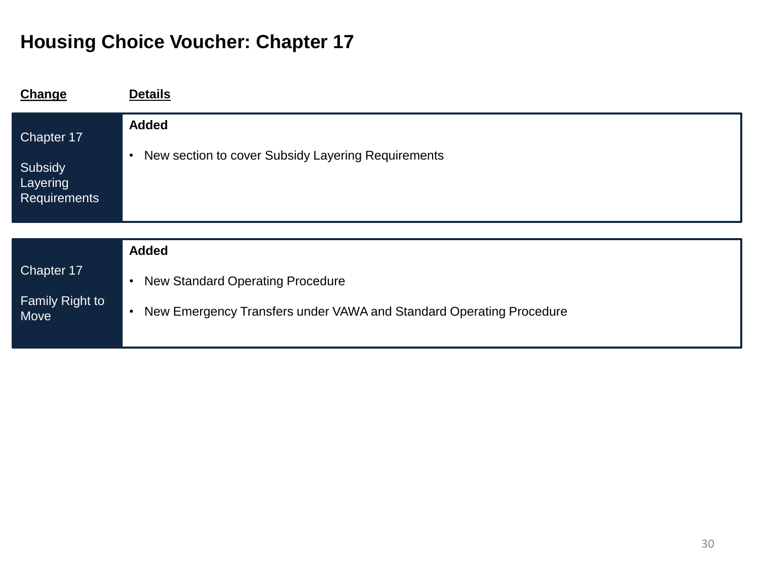# Housing Choice Voucher: Chapter 17

| Change | Details |
| --- | --- |
| Chapter 17<br><br>Subsidy Layering Requirements | **Added**<br><br>• New section to cover Subsidy Layering Requirements |
| Chapter 17<br><br>Family Right to Move | **Added**<br><br>• New Standard Operating Procedure<br><br>• New Emergency Transfers under VAWA and Standard Operating Procedure |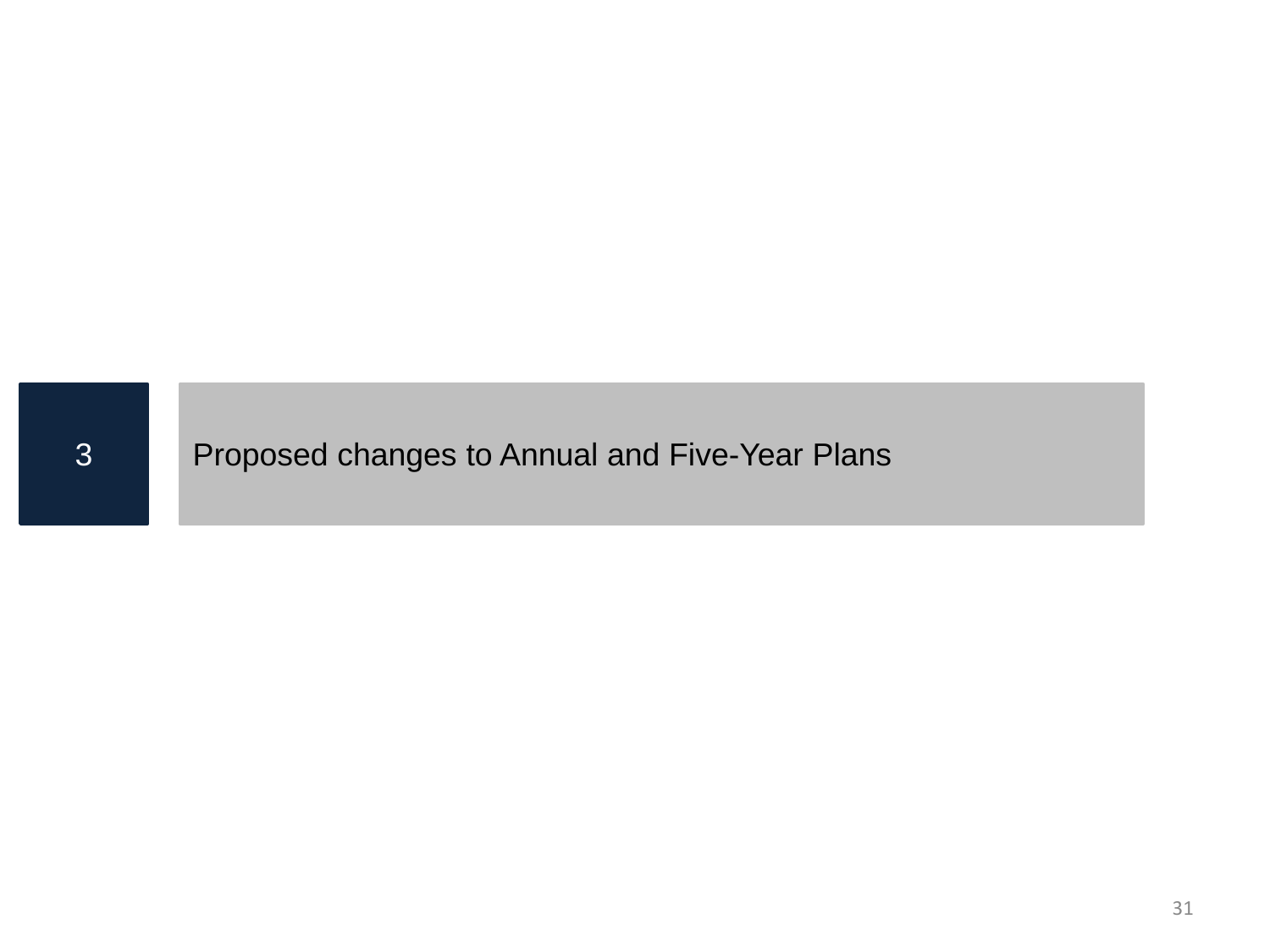# 3 Proposed changes to Annual and Five-Year Plans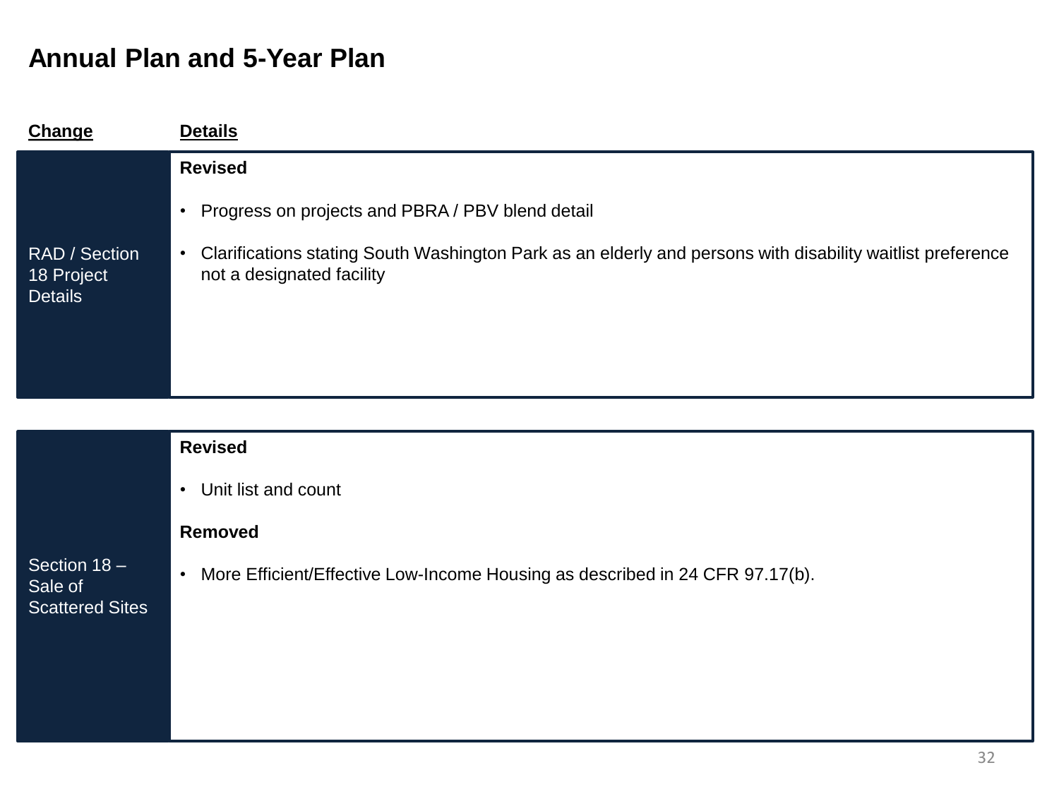# Annual Plan and 5-Year Plan

| Change | Details |
| --- | --- |
| RAD / Section 18 Project Details | **Revised**<br><br>• Progress on projects and PBRA / PBV blend detail<br><br>• Clarifications stating South Washington Park as an elderly and persons with disability waitlist preference not a designated facility |
| Section 18 – Sale of Scattered Sites | **Revised**<br><br>• Unit list and count<br><br>**Removed**<br><br>• More Efficient/Effective Low-Income Housing as described in 24 CFR 97.17(b). |